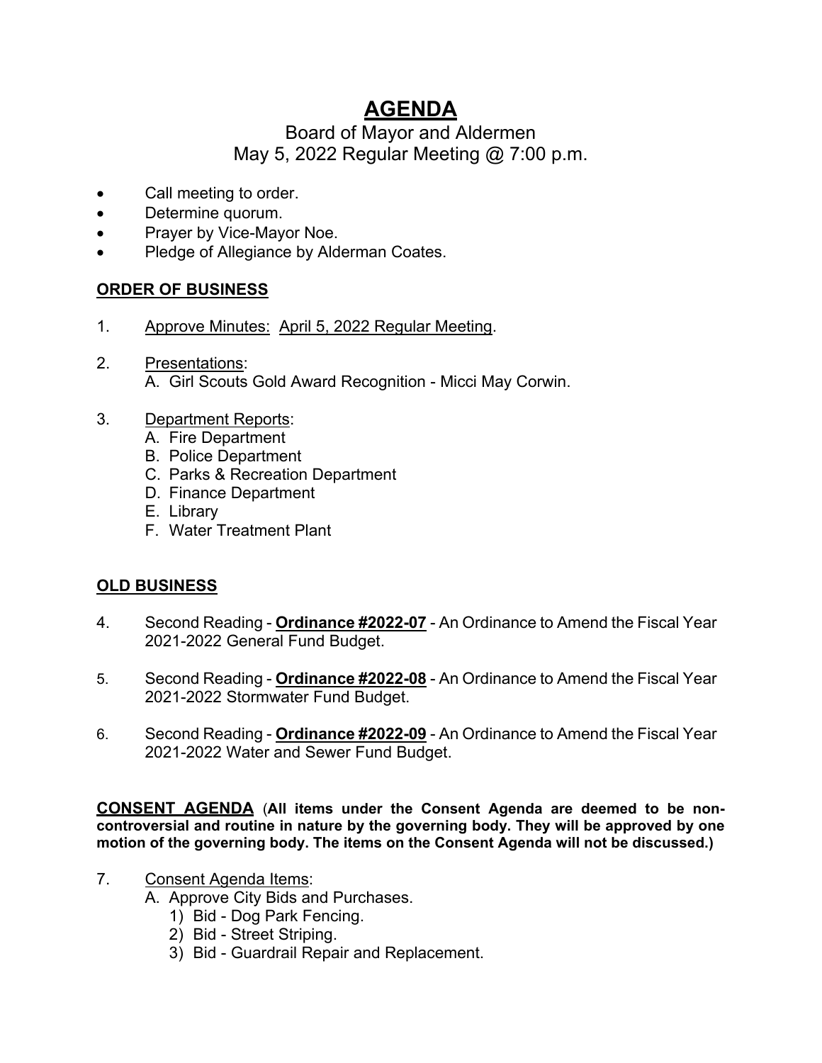# AGENDA

Board of Mayor and Aldermen
May 5, 2022 Regular Meeting @ 7:00 p.m.

- Call meeting to order.
- Determine quorum.
- Prayer by Vice-Mayor Noe.
- Pledge of Allegiance by Alderman Coates.

## ORDER OF BUSINESS

1. Approve Minutes: April 5, 2022 Regular Meeting.

2. Presentations:
   A. Girl Scouts Gold Award Recognition - Micci May Corwin.

3. Department Reports:
   A. Fire Department
   B. Police Department
   C. Parks & Recreation Department
   D. Finance Department
   E. Library
   F. Water Treatment Plant

## OLD BUSINESS

4. Second Reading - **Ordinance #2022-07** - An Ordinance to Amend the Fiscal Year 2021-2022 General Fund Budget.

5. Second Reading - **Ordinance #2022-08** - An Ordinance to Amend the Fiscal Year 2021-2022 Stormwater Fund Budget.

6. Second Reading - **Ordinance #2022-09** - An Ordinance to Amend the Fiscal Year 2021-2022 Water and Sewer Fund Budget.

**CONSENT AGENDA** (**All items under the Consent Agenda are deemed to be non-controversial and routine in nature by the governing body. They will be approved by one motion of the governing body. The items on the Consent Agenda will not be discussed.)**

7. Consent Agenda Items:
   A. Approve City Bids and Purchases.
      1) Bid - Dog Park Fencing.
      2) Bid - Street Striping.
      3) Bid - Guardrail Repair and Replacement.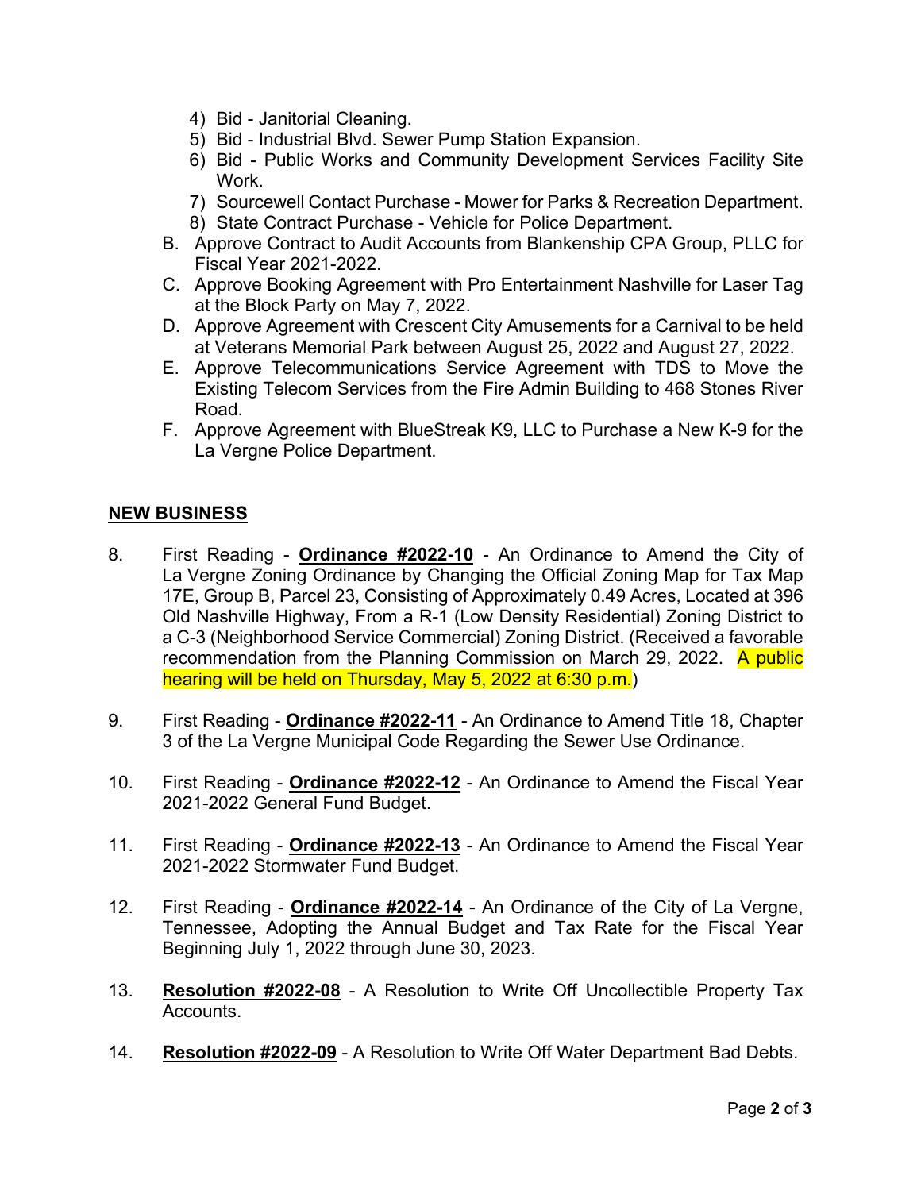4) Bid - Janitorial Cleaning.
5) Bid - Industrial Blvd. Sewer Pump Station Expansion.
6) Bid - Public Works and Community Development Services Facility Site Work.
7) Sourcewell Contact Purchase - Mower for Parks & Recreation Department.
8) State Contract Purchase - Vehicle for Police Department.

B. Approve Contract to Audit Accounts from Blankenship CPA Group, PLLC for Fiscal Year 2021-2022.

C. Approve Booking Agreement with Pro Entertainment Nashville for Laser Tag at the Block Party on May 7, 2022.

D. Approve Agreement with Crescent City Amusements for a Carnival to be held at Veterans Memorial Park between August 25, 2022 and August 27, 2022.

E. Approve Telecommunications Service Agreement with TDS to Move the Existing Telecom Services from the Fire Admin Building to 468 Stones River Road.

F. Approve Agreement with BlueStreak K9, LLC to Purchase a New K-9 for the La Vergne Police Department.

## NEW BUSINESS

8. First Reading - **Ordinance #2022-10** - An Ordinance to Amend the City of La Vergne Zoning Ordinance by Changing the Official Zoning Map for Tax Map 17E, Group B, Parcel 23, Consisting of Approximately 0.49 Acres, Located at 396 Old Nashville Highway, From a R-1 (Low Density Residential) Zoning District to a C-3 (Neighborhood Service Commercial) Zoning District. (Received a favorable recommendation from the Planning Commission on March 29, 2022. A public hearing will be held on Thursday, May 5, 2022 at 6:30 p.m.)

9. First Reading - **Ordinance #2022-11** - An Ordinance to Amend Title 18, Chapter 3 of the La Vergne Municipal Code Regarding the Sewer Use Ordinance.

10. First Reading - **Ordinance #2022-12** - An Ordinance to Amend the Fiscal Year 2021-2022 General Fund Budget.

11. First Reading - **Ordinance #2022-13** - An Ordinance to Amend the Fiscal Year 2021-2022 Stormwater Fund Budget.

12. First Reading - **Ordinance #2022-14** - An Ordinance of the City of La Vergne, Tennessee, Adopting the Annual Budget and Tax Rate for the Fiscal Year Beginning July 1, 2022 through June 30, 2023.

13. **Resolution #2022-08** - A Resolution to Write Off Uncollectible Property Tax Accounts.

14. **Resolution #2022-09** - A Resolution to Write Off Water Department Bad Debts.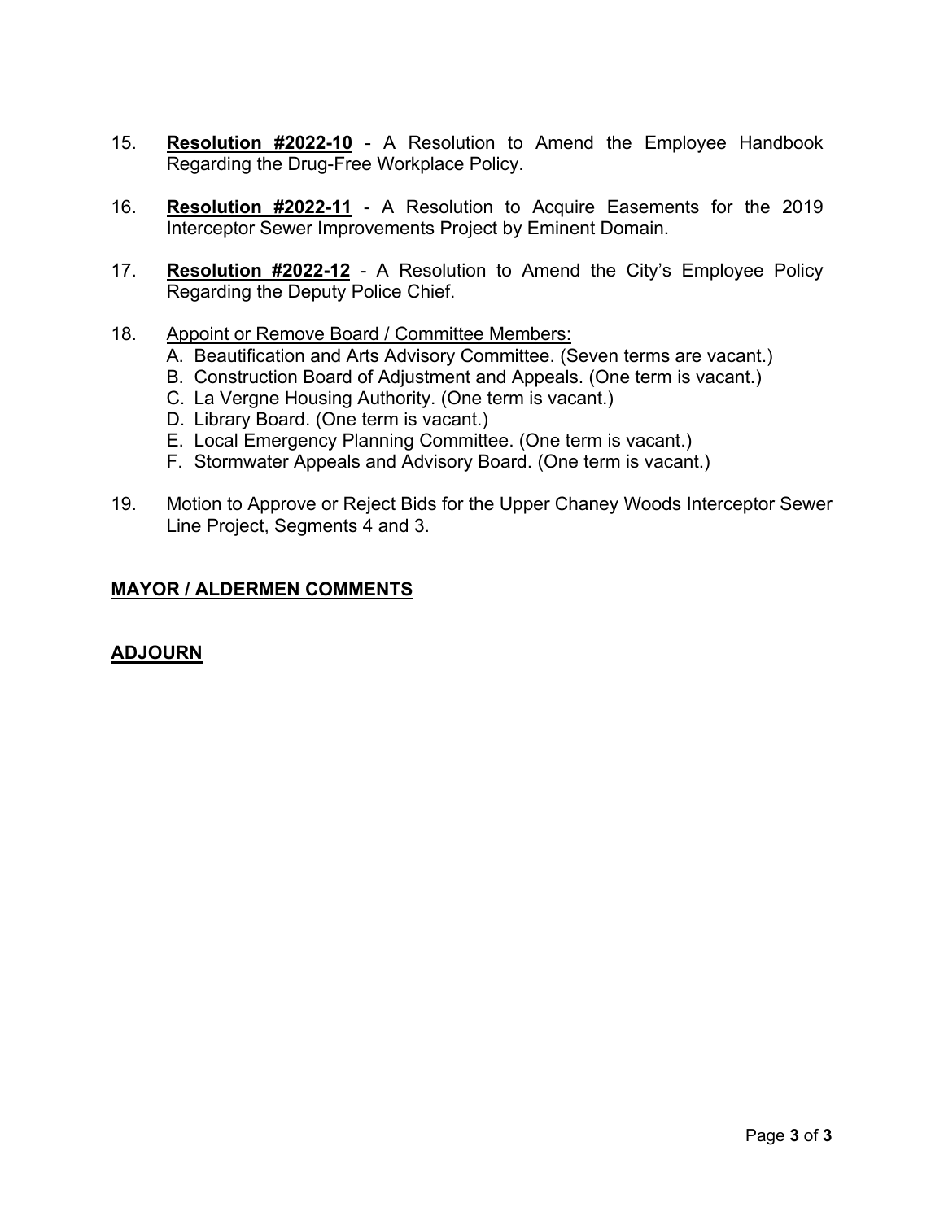15. **Resolution #2022-10** - A Resolution to Amend the Employee Handbook Regarding the Drug-Free Workplace Policy.

16. **Resolution #2022-11** - A Resolution to Acquire Easements for the 2019 Interceptor Sewer Improvements Project by Eminent Domain.

17. **Resolution #2022-12** - A Resolution to Amend the City's Employee Policy Regarding the Deputy Police Chief.

18. Appoint or Remove Board / Committee Members:
    - A. Beautification and Arts Advisory Committee. (Seven terms are vacant.)
    - B. Construction Board of Adjustment and Appeals. (One term is vacant.)
    - C. La Vergne Housing Authority. (One term is vacant.)
    - D. Library Board. (One term is vacant.)
    - E. Local Emergency Planning Committee. (One term is vacant.)
    - F. Stormwater Appeals and Advisory Board. (One term is vacant.)

19. Motion to Approve or Reject Bids for the Upper Chaney Woods Interceptor Sewer Line Project, Segments 4 and 3.

## MAYOR / ALDERMEN COMMENTS

## ADJOURN